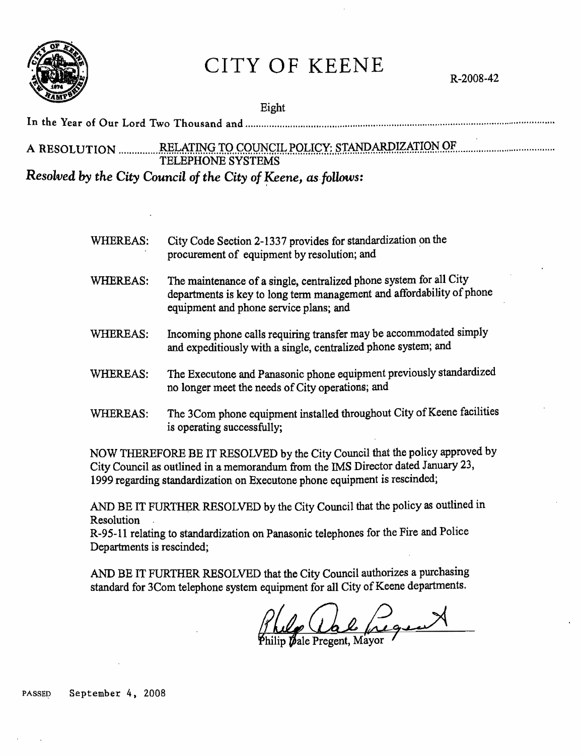# CITY OF KEENE

R-2008-42

In the Year of Our Lord Two Thousand and Eight

A RESOLUTION RELATING TO COUNCIL POLICY: STANDARDIZATION OF TELEPHONE SYSTEMS

*Resolved by the City Council of the City of Keene, as follows:*

WHEREAS: City Code Section 2-1337 provides for standardization on the procurement of equipment by resolution; and

WHEREAS: The maintenance of a single, centralized phone system for all City departments is key to long term management and affordability of phone equipment and phone service plans; and

WHEREAS: Incoming phone calls requiring transfer may be accommodated simply and expeditiously with a single, centralized phone system; and

WHEREAS: The Executone and Panasonic phone equipment previously standardized no longer meet the needs of City operations; and

WHEREAS: The 3Com phone equipment installed throughout City of Keene facilities is operating successfully;

NOW THEREFORE BE IT RESOLVED by the City Council that the policy approved by City Council as outlined in a memorandum from the IMS Director dated January 23, 1999 regarding standardization on Executone phone equipment is rescinded;

AND BE IT FURTHER RESOLVED by the City Council that the policy as outlined in Resolution R-95-11 relating to standardization on Panasonic telephones for the Fire and Police Departments is rescinded;

AND BE IT FURTHER RESOLVED that the City Council authorizes a purchasing standard for 3Com telephone system equipment for all City of Keene departments.

Philip Dale Pregent, Mayor

PASSED September 4, 2008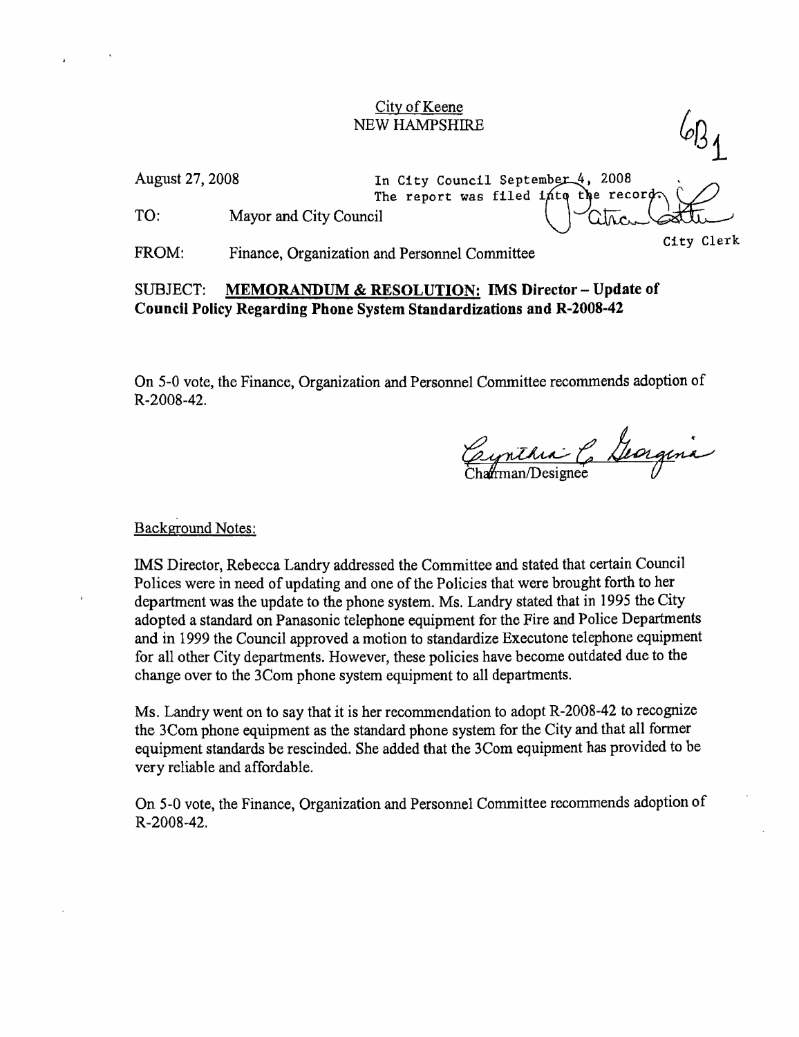City of Keene
NEW HAMPSHIRE

6B1

August 27, 2008

In City Council September 4, 2008
The report was filed into the record.

City Clerk

TO: Mayor and City Council

FROM: Finance, Organization and Personnel Committee

SUBJECT: **MEMORANDUM & RESOLUTION: IMS Director – Update of Council Policy Regarding Phone System Standardizations and R-2008-42**

On 5-0 vote, the Finance, Organization and Personnel Committee recommends adoption of R-2008-42.

Cynthia C. Georgina
Chairman/Designee

Background Notes:

IMS Director, Rebecca Landry addressed the Committee and stated that certain Council Polices were in need of updating and one of the Policies that were brought forth to her department was the update to the phone system. Ms. Landry stated that in 1995 the City adopted a standard on Panasonic telephone equipment for the Fire and Police Departments and in 1999 the Council approved a motion to standardize Executone telephone equipment for all other City departments. However, these policies have become outdated due to the change over to the 3Com phone system equipment to all departments.

Ms. Landry went on to say that it is her recommendation to adopt R-2008-42 to recognize the 3Com phone equipment as the standard phone system for the City and that all former equipment standards be rescinded. She added that the 3Com equipment has provided to be very reliable and affordable.

On 5-0 vote, the Finance, Organization and Personnel Committee recommends adoption of R-2008-42.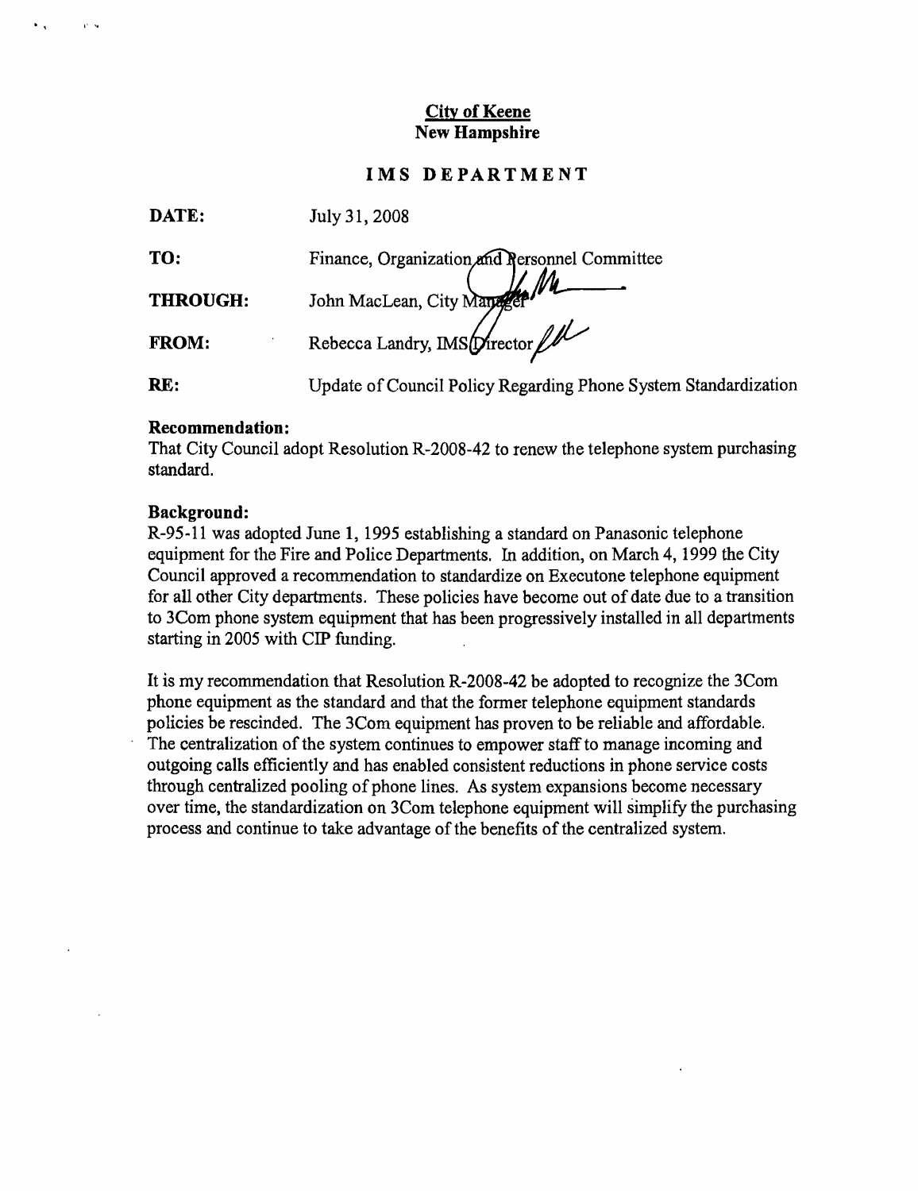**City of Keene**
**New Hampshire**

## IMS DEPARTMENT

| | |
|---|---|
| **DATE:** | July 31, 2008 |
| **TO:** | Finance, Organization and Personnel Committee |
| **THROUGH:** | John MacLean, City Manager |
| **FROM:** | Rebecca Landry, IMS Director |
| **RE:** | Update of Council Policy Regarding Phone System Standardization |

**Recommendation:**
That City Council adopt Resolution R-2008-42 to renew the telephone system purchasing standard.

**Background:**
R-95-11 was adopted June 1, 1995 establishing a standard on Panasonic telephone equipment for the Fire and Police Departments. In addition, on March 4, 1999 the City Council approved a recommendation to standardize on Executone telephone equipment for all other City departments. These policies have become out of date due to a transition to 3Com phone system equipment that has been progressively installed in all departments starting in 2005 with CIP funding.

It is my recommendation that Resolution R-2008-42 be adopted to recognize the 3Com phone equipment as the standard and that the former telephone equipment standards policies be rescinded. The 3Com equipment has proven to be reliable and affordable. The centralization of the system continues to empower staff to manage incoming and outgoing calls efficiently and has enabled consistent reductions in phone service costs through centralized pooling of phone lines. As system expansions become necessary over time, the standardization on 3Com telephone equipment will simplify the purchasing process and continue to take advantage of the benefits of the centralized system.